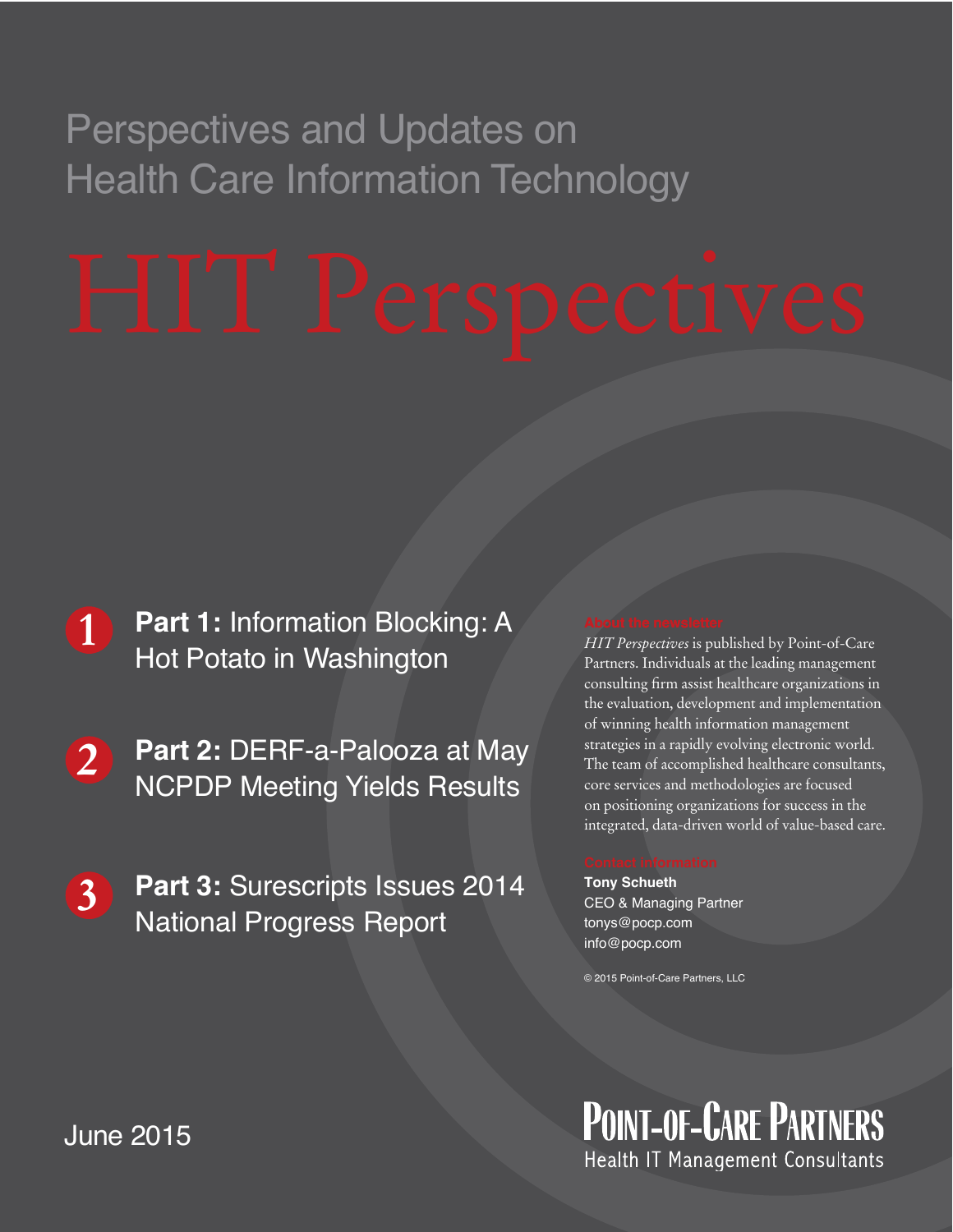Perspectives and Updates on Health Care Information Technology

# HIT Perspectives

**1 Part 1:** Information Blocking: A Hot Potato in Washington

**2 Part 2:** DERF-a-Palooza at May NCPDP Meeting Yields Results

**3 Part 3:** Surescripts Issues 2014 National Progress Report

**About the newsletter**

*HIT Perspectives* is published by Point-of-Care Partners. Individuals at the leading management consulting firm assist healthcare organizations in the evaluation, development and implementation of winning health information management strategies in a rapidly evolving electronic world. The team of accomplished healthcare consultants, core services and methodologies are focused on positioning organizations for success in the integrated, data-driven world of value-based care.

**Contact information**

**Tony Schueth**
CEO & Managing Partner
tonys@pocp.com
info@pocp.com

© 2015 Point-of-Care Partners, LLC

June 2015

POINT-OF-CARE PARTNERS
Health IT Management Consultants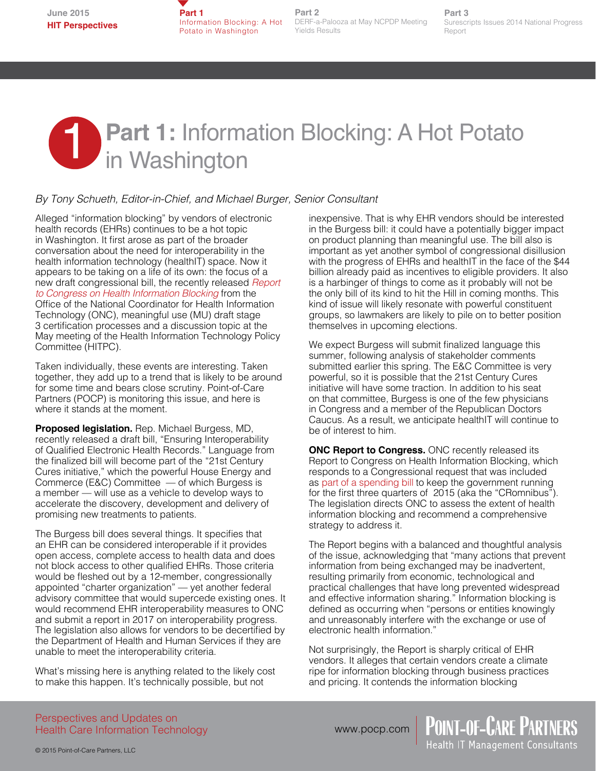# Part 1: Information Blocking: A Hot Potato in Washington

*By Tony Schueth, Editor-in-Chief, and Michael Burger, Senior Consultant*

Alleged "information blocking" by vendors of electronic health records (EHRs) continues to be a hot topic in Washington. It first arose as part of the broader conversation about the need for interoperability in the health information technology (healthIT) space. Now it appears to be taking on a life of its own: the focus of a new draft congressional bill, the recently released Report to Congress on Health Information Blocking from the Office of the National Coordinator for Health Information Technology (ONC), meaningful use (MU) draft stage 3 certification processes and a discussion topic at the May meeting of the Health Information Technology Policy Committee (HITPC).

Taken individually, these events are interesting. Taken together, they add up to a trend that is likely to be around for some time and bears close scrutiny. Point-of-Care Partners (POCP) is monitoring this issue, and here is where it stands at the moment.

**Proposed legislation.** Rep. Michael Burgess, MD, recently released a draft bill, "Ensuring Interoperability of Qualified Electronic Health Records." Language from the finalized bill will become part of the "21st Century Cures initiative," which the powerful House Energy and Commerce (E&C) Committee — of which Burgess is a member — will use as a vehicle to develop ways to accelerate the discovery, development and delivery of promising new treatments to patients.

The Burgess bill does several things. It specifies that an EHR can be considered interoperable if it provides open access, complete access to health data and does not block access to other qualified EHRs. Those criteria would be fleshed out by a 12-member, congressionally appointed "charter organization" — yet another federal advisory committee that would supercede existing ones. It would recommend EHR interoperability measures to ONC and submit a report in 2017 on interoperability progress. The legislation also allows for vendors to be decertified by the Department of Health and Human Services if they are unable to meet the interoperability criteria.

What's missing here is anything related to the likely cost to make this happen. It's technically possible, but not inexpensive. That is why EHR vendors should be interested in the Burgess bill: it could have a potentially bigger impact on product planning than meaningful use. The bill also is important as yet another symbol of congressional disillusion with the progress of EHRs and healthIT in the face of the $44 billion already paid as incentives to eligible providers. It also is a harbinger of things to come as it probably will not be the only bill of its kind to hit the Hill in coming months. This kind of issue will likely resonate with powerful constituent groups, so lawmakers are likely to pile on to better position themselves in upcoming elections.

We expect Burgess will submit finalized language this summer, following analysis of stakeholder comments submitted earlier this spring. The E&C Committee is very powerful, so it is possible that the 21st Century Cures initiative will have some traction. In addition to his seat on that committee, Burgess is one of the few physicians in Congress and a member of the Republican Doctors Caucus. As a result, we anticipate healthIT will continue to be of interest to him.

**ONC Report to Congress.** ONC recently released its Report to Congress on Health Information Blocking, which responds to a Congressional request that was included as part of a spending bill to keep the government running for the first three quarters of 2015 (aka the "CRomnibus"). The legislation directs ONC to assess the extent of health information blocking and recommend a comprehensive strategy to address it.

The Report begins with a balanced and thoughtful analysis of the issue, acknowledging that "many actions that prevent information from being exchanged may be inadvertent, resulting primarily from economic, technological and practical challenges that have long prevented widespread and effective information sharing." Information blocking is defined as occurring when "persons or entities knowingly and unreasonably interfere with the exchange or use of electronic health information."

Not surprisingly, the Report is sharply critical of EHR vendors. It alleges that certain vendors create a climate ripe for information blocking through business practices and pricing. It contends the information blocking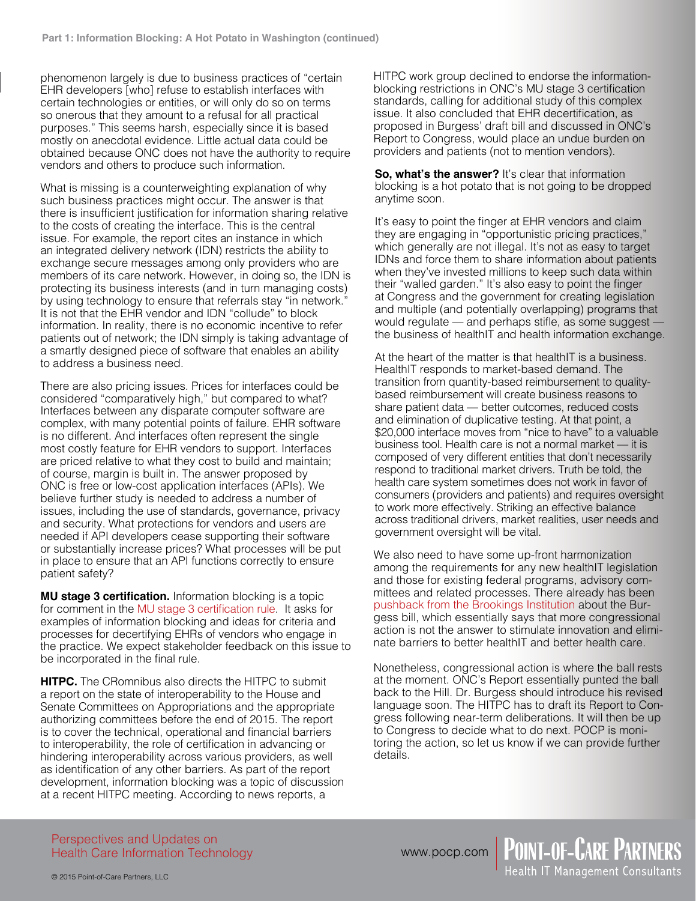phenomenon largely is due to business practices of "certain EHR developers [who] refuse to establish interfaces with certain technologies or entities, or will only do so on terms so onerous that they amount to a refusal for all practical purposes." This seems harsh, especially since it is based mostly on anecdotal evidence. Little actual data could be obtained because ONC does not have the authority to require vendors and others to produce such information.

What is missing is a counterweighting explanation of why such business practices might occur. The answer is that there is insufficient justification for information sharing relative to the costs of creating the interface. This is the central issue. For example, the report cites an instance in which an integrated delivery network (IDN) restricts the ability to exchange secure messages among only providers who are members of its care network. However, in doing so, the IDN is protecting its business interests (and in turn managing costs) by using technology to ensure that referrals stay "in network." It is not that the EHR vendor and IDN "collude" to block information. In reality, there is no economic incentive to refer patients out of network; the IDN simply is taking advantage of a smartly designed piece of software that enables an ability to address a business need.

There are also pricing issues. Prices for interfaces could be considered "comparatively high," but compared to what? Interfaces between any disparate computer software are complex, with many potential points of failure. EHR software is no different. And interfaces often represent the single most costly feature for EHR vendors to support. Interfaces are priced relative to what they cost to build and maintain; of course, margin is built in. The answer proposed by ONC is free or low-cost application interfaces (APIs). We believe further study is needed to address a number of issues, including the use of standards, governance, privacy and security. What protections for vendors and users are needed if API developers cease supporting their software or substantially increase prices? What processes will be put in place to ensure that an API functions correctly to ensure patient safety?

**MU stage 3 certification.** Information blocking is a topic for comment in the MU stage 3 certification rule. It asks for examples of information blocking and ideas for criteria and processes for decertifying EHRs of vendors who engage in the practice. We expect stakeholder feedback on this issue to be incorporated in the final rule.

**HITPC.** The CRomnibus also directs the HITPC to submit a report on the state of interoperability to the House and Senate Committees on Appropriations and the appropriate authorizing committees before the end of 2015. The report is to cover the technical, operational and financial barriers to interoperability, the role of certification in advancing or hindering interoperability across various providers, as well as identification of any other barriers. As part of the report development, information blocking was a topic of discussion at a recent HITPC meeting. According to news reports, a HITPC work group declined to endorse the information-blocking restrictions in ONC's MU stage 3 certification standards, calling for additional study of this complex issue. It also concluded that EHR decertification, as proposed in Burgess' draft bill and discussed in ONC's Report to Congress, would place an undue burden on providers and patients (not to mention vendors).

**So, what's the answer?** It's clear that information blocking is a hot potato that is not going to be dropped anytime soon.

It's easy to point the finger at EHR vendors and claim they are engaging in "opportunistic pricing practices," which generally are not illegal. It's not as easy to target IDNs and force them to share information about patients when they've invested millions to keep such data within their "walled garden." It's also easy to point the finger at Congress and the government for creating legislation and multiple (and potentially overlapping) programs that would regulate — and perhaps stifle, as some suggest — the business of healthIT and health information exchange.

At the heart of the matter is that healthIT is a business. HealthIT responds to market-based demand. The transition from quantity-based reimbursement to quality-based reimbursement will create business reasons to share patient data — better outcomes, reduced costs and elimination of duplicative testing. At that point, a $20,000 interface moves from "nice to have" to a valuable business tool. Health care is not a normal market — it is composed of very different entities that don't necessarily respond to traditional market drivers. Truth be told, the health care system sometimes does not work in favor of consumers (providers and patients) and requires oversight to work more effectively. Striking an effective balance across traditional drivers, market realities, user needs and government oversight will be vital.

We also need to have some up-front harmonization among the requirements for any new healthIT legislation and those for existing federal programs, advisory committees and related processes. There already has been pushback from the Brookings Institution about the Burgess bill, which essentially says that more congressional action is not the answer to stimulate innovation and eliminate barriers to better healthIT and better health care.

Nonetheless, congressional action is where the ball rests at the moment. ONC's Report essentially punted the ball back to the Hill. Dr. Burgess should introduce his revised language soon. The HITPC has to draft its Report to Congress following near-term deliberations. It will then be up to Congress to decide what to do next. POCP is monitoring the action, so let us know if we can provide further details.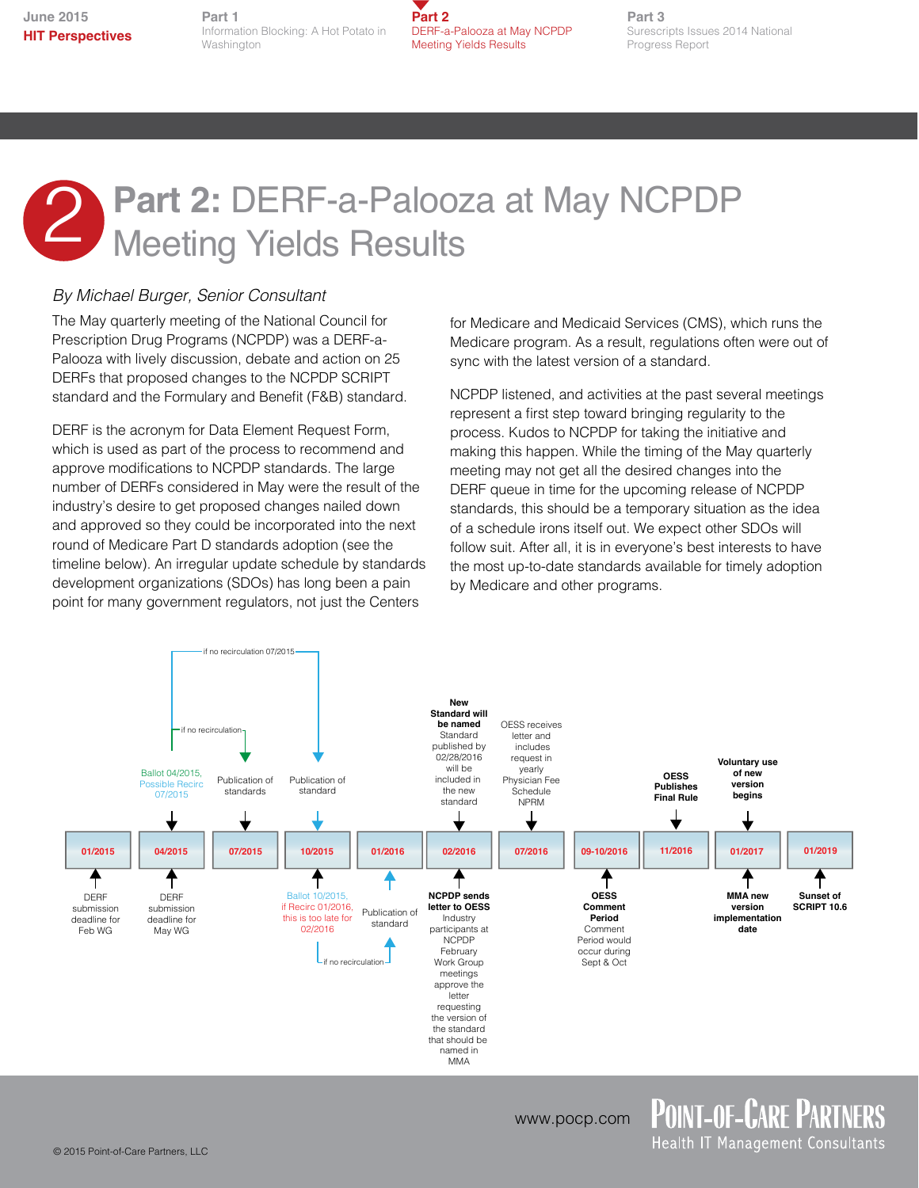# Part 2: DERF-a-Palooza at May NCPDP Meeting Yields Results

*By Michael Burger, Senior Consultant*

The May quarterly meeting of the National Council for Prescription Drug Programs (NCPDP) was a DERF-a-Palooza with lively discussion, debate and action on 25 DERFs that proposed changes to the NCPDP SCRIPT standard and the Formulary and Benefit (F&B) standard.

DERF is the acronym for Data Element Request Form, which is used as part of the process to recommend and approve modifications to NCPDP standards. The large number of DERFs considered in May were the result of the industry's desire to get proposed changes nailed down and approved so they could be incorporated into the next round of Medicare Part D standards adoption (see the timeline below). An irregular update schedule by standards development organizations (SDOs) has long been a pain point for many government regulators, not just the Centers for Medicare and Medicaid Services (CMS), which runs the Medicare program. As a result, regulations often were out of sync with the latest version of a standard.

NCPDP listened, and activities at the past several meetings represent a first step toward bringing regularity to the process. Kudos to NCPDP for taking the initiative and making this happen. While the timing of the May quarterly meeting may not get all the desired changes into the DERF queue in time for the upcoming release of NCPDP standards, this should be a temporary situation as the idea of a schedule irons itself out. We expect other SDOs will follow suit. After all, it is in everyone's best interests to have the most up-to-date standards available for timely adoption by Medicare and other programs.

| Date | Above timeline | Below timeline |
|---|---|---|
| 01/2015 | | DERF submission deadline for Feb WG |
| 04/2015 | Ballot 04/2015, Possible Recirc 07/2015 | DERF submission deadline for May WG |
| 07/2015 | Publication of standards (if no recirculation) | |
| 10/2015 | Publication of standard (if no recirculation 07/2015) | Ballot 10/2015, if Recirc 01/2016, this is too late for 02/2016 |
| 01/2016 | | Publication of standard (if no recirculation) |
| 02/2016 | **New Standard will be named** Standard published by 02/28/2016 will be included in the new standard | **NCPDP sends letter to OESS** Industry participants at NCPDP February Work Group meetings approve the letter requesting the version of the standard that should be named in MMA |
| 07/2016 | OESS receives letter and includes request in yearly Physician Fee Schedule NPRM | |
| 09-10/2016 | | **OESS Comment Period** Comment Period would occur during Sept & Oct |
| 11/2016 | **OESS Publishes Final Rule** | |
| 01/2017 | **Voluntary use of new version begins** | **MMA new version implementation date** |
| 01/2019 | | **Sunset of SCRIPT 10.6** |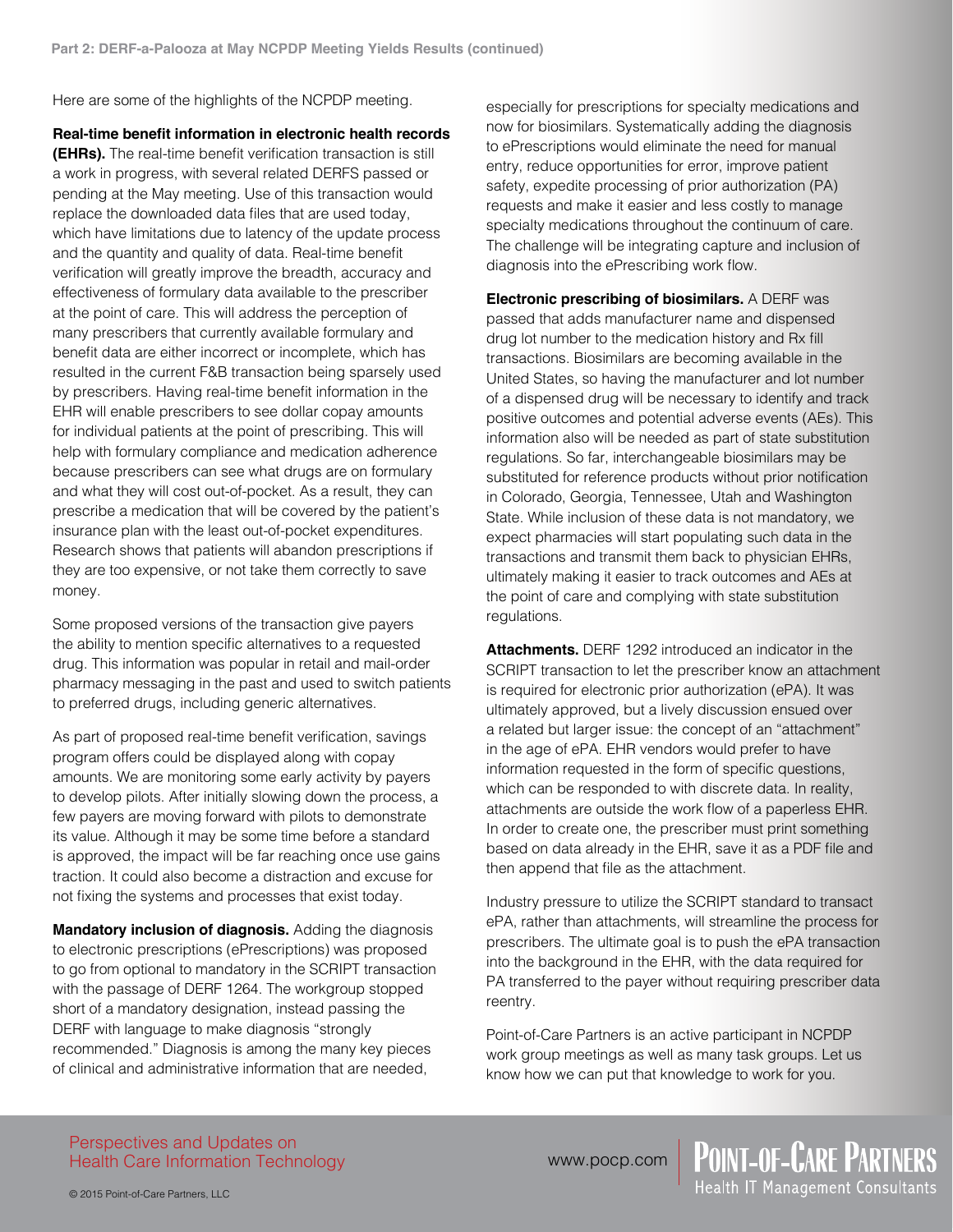Here are some of the highlights of the NCPDP meeting.

**Real-time benefit information in electronic health records (EHRs).** The real-time benefit verification transaction is still a work in progress, with several related DERFS passed or pending at the May meeting. Use of this transaction would replace the downloaded data files that are used today, which have limitations due to latency of the update process and the quantity and quality of data. Real-time benefit verification will greatly improve the breadth, accuracy and effectiveness of formulary data available to the prescriber at the point of care. This will address the perception of many prescribers that currently available formulary and benefit data are either incorrect or incomplete, which has resulted in the current F&B transaction being sparsely used by prescribers. Having real-time benefit information in the EHR will enable prescribers to see dollar copay amounts for individual patients at the point of prescribing. This will help with formulary compliance and medication adherence because prescribers can see what drugs are on formulary and what they will cost out-of-pocket. As a result, they can prescribe a medication that will be covered by the patient's insurance plan with the least out-of-pocket expenditures. Research shows that patients will abandon prescriptions if they are too expensive, or not take them correctly to save money.

Some proposed versions of the transaction give payers the ability to mention specific alternatives to a requested drug. This information was popular in retail and mail-order pharmacy messaging in the past and used to switch patients to preferred drugs, including generic alternatives.

As part of proposed real-time benefit verification, savings program offers could be displayed along with copay amounts. We are monitoring some early activity by payers to develop pilots. After initially slowing down the process, a few payers are moving forward with pilots to demonstrate its value. Although it may be some time before a standard is approved, the impact will be far reaching once use gains traction. It could also become a distraction and excuse for not fixing the systems and processes that exist today.

**Mandatory inclusion of diagnosis.** Adding the diagnosis to electronic prescriptions (ePrescriptions) was proposed to go from optional to mandatory in the SCRIPT transaction with the passage of DERF 1264. The workgroup stopped short of a mandatory designation, instead passing the DERF with language to make diagnosis "strongly recommended." Diagnosis is among the many key pieces of clinical and administrative information that are needed, especially for prescriptions for specialty medications and now for biosimilars. Systematically adding the diagnosis to ePrescriptions would eliminate the need for manual entry, reduce opportunities for error, improve patient safety, expedite processing of prior authorization (PA) requests and make it easier and less costly to manage specialty medications throughout the continuum of care. The challenge will be integrating capture and inclusion of diagnosis into the ePrescribing work flow.

**Electronic prescribing of biosimilars.** A DERF was passed that adds manufacturer name and dispensed drug lot number to the medication history and Rx fill transactions. Biosimilars are becoming available in the United States, so having the manufacturer and lot number of a dispensed drug will be necessary to identify and track positive outcomes and potential adverse events (AEs). This information also will be needed as part of state substitution regulations. So far, interchangeable biosimilars may be substituted for reference products without prior notification in Colorado, Georgia, Tennessee, Utah and Washington State. While inclusion of these data is not mandatory, we expect pharmacies will start populating such data in the transactions and transmit them back to physician EHRs, ultimately making it easier to track outcomes and AEs at the point of care and complying with state substitution regulations.

**Attachments.** DERF 1292 introduced an indicator in the SCRIPT transaction to let the prescriber know an attachment is required for electronic prior authorization (ePA). It was ultimately approved, but a lively discussion ensued over a related but larger issue: the concept of an "attachment" in the age of ePA. EHR vendors would prefer to have information requested in the form of specific questions, which can be responded to with discrete data. In reality, attachments are outside the work flow of a paperless EHR. In order to create one, the prescriber must print something based on data already in the EHR, save it as a PDF file and then append that file as the attachment.

Industry pressure to utilize the SCRIPT standard to transact ePA, rather than attachments, will streamline the process for prescribers. The ultimate goal is to push the ePA transaction into the background in the EHR, with the data required for PA transferred to the payer without requiring prescriber data reentry.

Point-of-Care Partners is an active participant in NCPDP work group meetings as well as many task groups. Let us know how we can put that knowledge to work for you.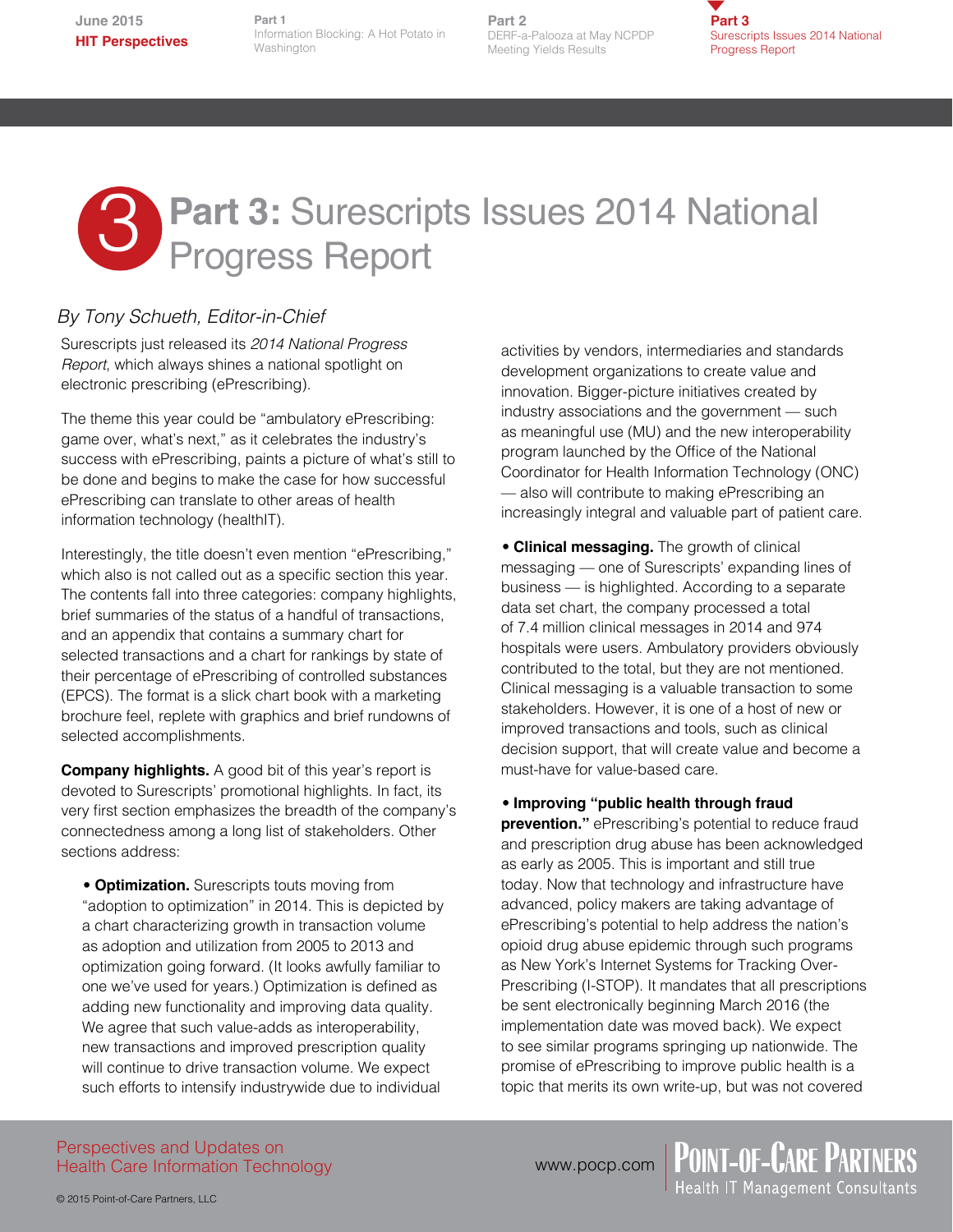# Part 3: Surescripts Issues 2014 National Progress Report

*By Tony Schueth, Editor-in-Chief*

Surescripts just released its *2014 National Progress Report*, which always shines a national spotlight on electronic prescribing (ePrescribing).

The theme this year could be "ambulatory ePrescribing: game over, what's next," as it celebrates the industry's success with ePrescribing, paints a picture of what's still to be done and begins to make the case for how successful ePrescribing can translate to other areas of health information technology (healthIT).

Interestingly, the title doesn't even mention "ePrescribing," which also is not called out as a specific section this year. The contents fall into three categories: company highlights, brief summaries of the status of a handful of transactions, and an appendix that contains a summary chart for selected transactions and a chart for rankings by state of their percentage of ePrescribing of controlled substances (EPCS). The format is a slick chart book with a marketing brochure feel, replete with graphics and brief rundowns of selected accomplishments.

**Company highlights.** A good bit of this year's report is devoted to Surescripts' promotional highlights. In fact, its very first section emphasizes the breadth of the company's connectedness among a long list of stakeholders. Other sections address:

- **Optimization.** Surescripts touts moving from "adoption to optimization" in 2014. This is depicted by a chart characterizing growth in transaction volume as adoption and utilization from 2005 to 2013 and optimization going forward. (It looks awfully familiar to one we've used for years.) Optimization is defined as adding new functionality and improving data quality. We agree that such value-adds as interoperability, new transactions and improved prescription quality will continue to drive transaction volume. We expect such efforts to intensify industrywide due to individual activities by vendors, intermediaries and standards development organizations to create value and innovation. Bigger-picture initiatives created by industry associations and the government — such as meaningful use (MU) and the new interoperability program launched by the Office of the National Coordinator for Health Information Technology (ONC) — also will contribute to making ePrescribing an increasingly integral and valuable part of patient care.

- **Clinical messaging.** The growth of clinical messaging — one of Surescripts' expanding lines of business — is highlighted. According to a separate data set chart, the company processed a total of 7.4 million clinical messages in 2014 and 974 hospitals were users. Ambulatory providers obviously contributed to the total, but they are not mentioned. Clinical messaging is a valuable transaction to some stakeholders. However, it is one of a host of new or improved transactions and tools, such as clinical decision support, that will create value and become a must-have for value-based care.

- **Improving "public health through fraud prevention."** ePrescribing's potential to reduce fraud and prescription drug abuse has been acknowledged as early as 2005. This is important and still true today. Now that technology and infrastructure have advanced, policy makers are taking advantage of ePrescribing's potential to help address the nation's opioid drug abuse epidemic through such programs as New York's Internet Systems for Tracking Over-Prescribing (I-STOP). It mandates that all prescriptions be sent electronically beginning March 2016 (the implementation date was moved back). We expect to see similar programs springing up nationwide. The promise of ePrescribing to improve public health is a topic that merits its own write-up, but was not covered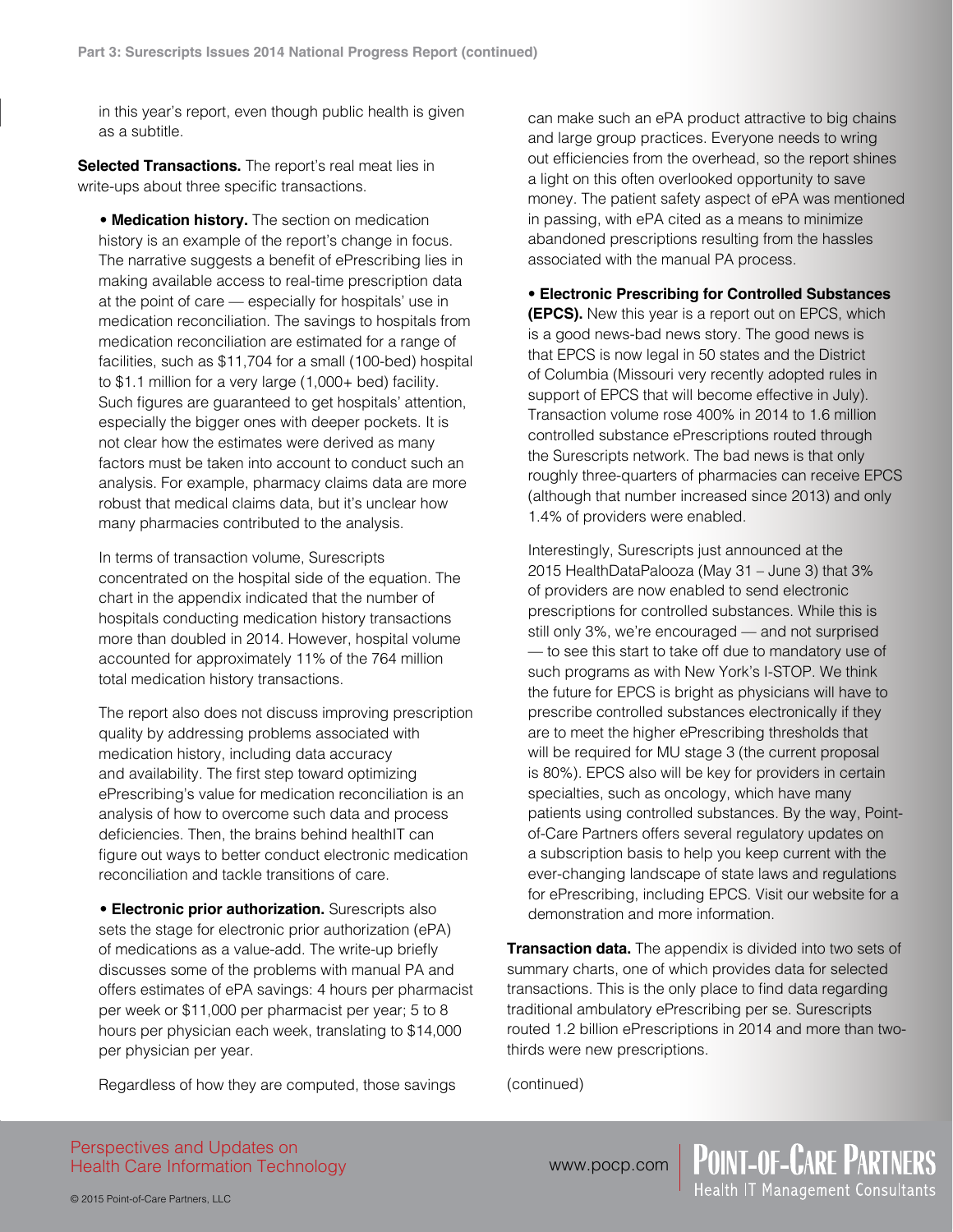in this year's report, even though public health is given as a subtitle.

**Selected Transactions.** The report's real meat lies in write-ups about three specific transactions.

- **Medication history.** The section on medication history is an example of the report's change in focus. The narrative suggests a benefit of ePrescribing lies in making available access to real-time prescription data at the point of care — especially for hospitals' use in medication reconciliation. The savings to hospitals from medication reconciliation are estimated for a range of facilities, such as $11,704 for a small (100-bed) hospital to $1.1 million for a very large (1,000+ bed) facility. Such figures are guaranteed to get hospitals' attention, especially the bigger ones with deeper pockets. It is not clear how the estimates were derived as many factors must be taken into account to conduct such an analysis. For example, pharmacy claims data are more robust that medical claims data, but it's unclear how many pharmacies contributed to the analysis.

  In terms of transaction volume, Surescripts concentrated on the hospital side of the equation. The chart in the appendix indicated that the number of hospitals conducting medication history transactions more than doubled in 2014. However, hospital volume accounted for approximately 11% of the 764 million total medication history transactions.

  The report also does not discuss improving prescription quality by addressing problems associated with medication history, including data accuracy and availability. The first step toward optimizing ePrescribing's value for medication reconciliation is an analysis of how to overcome such data and process deficiencies. Then, the brains behind healthIT can figure out ways to better conduct electronic medication reconciliation and tackle transitions of care.

- **Electronic prior authorization.** Surescripts also sets the stage for electronic prior authorization (ePA) of medications as a value-add. The write-up briefly discusses some of the problems with manual PA and offers estimates of ePA savings: 4 hours per pharmacist per week or $11,000 per pharmacist per year; 5 to 8 hours per physician each week, translating to $14,000 per physician per year.

  Regardless of how they are computed, those savings can make such an ePA product attractive to big chains and large group practices. Everyone needs to wring out efficiencies from the overhead, so the report shines a light on this often overlooked opportunity to save money. The patient safety aspect of ePA was mentioned in passing, with ePA cited as a means to minimize abandoned prescriptions resulting from the hassles associated with the manual PA process.

- **Electronic Prescribing for Controlled Substances (EPCS).** New this year is a report out on EPCS, which is a good news-bad news story. The good news is that EPCS is now legal in 50 states and the District of Columbia (Missouri very recently adopted rules in support of EPCS that will become effective in July). Transaction volume rose 400% in 2014 to 1.6 million controlled substance ePrescriptions routed through the Surescripts network. The bad news is that only roughly three-quarters of pharmacies can receive EPCS (although that number increased since 2013) and only 1.4% of providers were enabled.

  Interestingly, Surescripts just announced at the 2015 HealthDataPalooza (May 31 – June 3) that 3% of providers are now enabled to send electronic prescriptions for controlled substances. While this is still only 3%, we're encouraged — and not surprised — to see this start to take off due to mandatory use of such programs as with New York's I-STOP. We think the future for EPCS is bright as physicians will have to prescribe controlled substances electronically if they are to meet the higher ePrescribing thresholds that will be required for MU stage 3 (the current proposal is 80%). EPCS also will be key for providers in certain specialties, such as oncology, which have many patients using controlled substances. By the way, Point-of-Care Partners offers several regulatory updates on a subscription basis to help you keep current with the ever-changing landscape of state laws and regulations for ePrescribing, including EPCS. Visit our website for a demonstration and more information.

**Transaction data.** The appendix is divided into two sets of summary charts, one of which provides data for selected transactions. This is the only place to find data regarding traditional ambulatory ePrescribing per se. Surescripts routed 1.2 billion ePrescriptions in 2014 and more than two-thirds were new prescriptions.

(continued)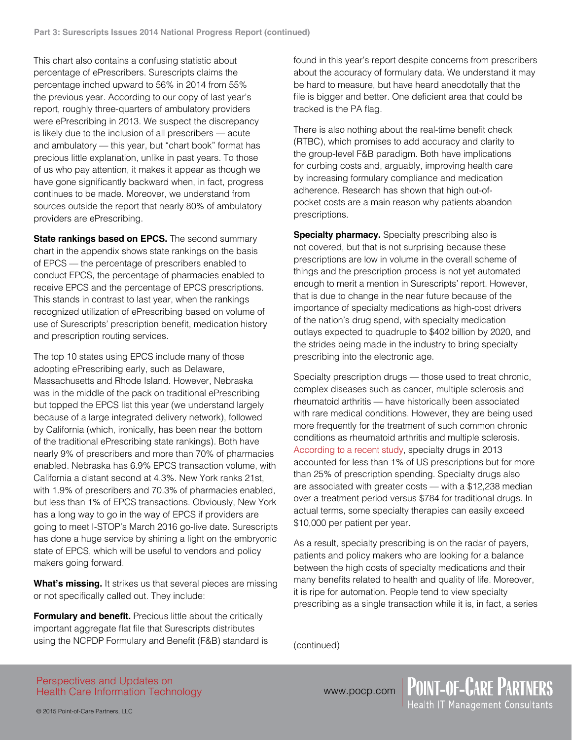This chart also contains a confusing statistic about percentage of ePrescribers. Surescripts claims the percentage inched upward to 56% in 2014 from 55% the previous year. According to our copy of last year's report, roughly three-quarters of ambulatory providers were ePrescribing in 2013. We suspect the discrepancy is likely due to the inclusion of all prescribers — acute and ambulatory — this year, but "chart book" format has precious little explanation, unlike in past years. To those of us who pay attention, it makes it appear as though we have gone significantly backward when, in fact, progress continues to be made. Moreover, we understand from sources outside the report that nearly 80% of ambulatory providers are ePrescribing.

**State rankings based on EPCS.** The second summary chart in the appendix shows state rankings on the basis of EPCS — the percentage of prescribers enabled to conduct EPCS, the percentage of pharmacies enabled to receive EPCS and the percentage of EPCS prescriptions. This stands in contrast to last year, when the rankings recognized utilization of ePrescribing based on volume of use of Surescripts' prescription benefit, medication history and prescription routing services.

The top 10 states using EPCS include many of those adopting ePrescribing early, such as Delaware, Massachusetts and Rhode Island. However, Nebraska was in the middle of the pack on traditional ePrescribing but topped the EPCS list this year (we understand largely because of a large integrated delivery network), followed by California (which, ironically, has been near the bottom of the traditional ePrescribing state rankings). Both have nearly 9% of prescribers and more than 70% of pharmacies enabled. Nebraska has 6.9% EPCS transaction volume, with California a distant second at 4.3%. New York ranks 21st, with 1.9% of prescribers and 70.3% of pharmacies enabled, but less than 1% of EPCS transactions. Obviously, New York has a long way to go in the way of EPCS if providers are going to meet I-STOP's March 2016 go-live date. Surescripts has done a huge service by shining a light on the embryonic state of EPCS, which will be useful to vendors and policy makers going forward.

**What's missing.** It strikes us that several pieces are missing or not specifically called out. They include:

**Formulary and benefit.** Precious little about the critically important aggregate flat file that Surescripts distributes using the NCPDP Formulary and Benefit (F&B) standard is found in this year's report despite concerns from prescribers about the accuracy of formulary data. We understand it may be hard to measure, but have heard anecdotally that the file is bigger and better. One deficient area that could be tracked is the PA flag.

There is also nothing about the real-time benefit check (RTBC), which promises to add accuracy and clarity to the group-level F&B paradigm. Both have implications for curbing costs and, arguably, improving health care by increasing formulary compliance and medication adherence. Research has shown that high out-of-pocket costs are a main reason why patients abandon prescriptions.

**Specialty pharmacy.** Specialty prescribing also is not covered, but that is not surprising because these prescriptions are low in volume in the overall scheme of things and the prescription process is not yet automated enough to merit a mention in Surescripts' report. However, that is due to change in the near future because of the importance of specialty medications as high-cost drivers of the nation's drug spend, with specialty medication outlays expected to quadruple to $402 billion by 2020, and the strides being made in the industry to bring specialty prescribing into the electronic age.

Specialty prescription drugs — those used to treat chronic, complex diseases such as cancer, multiple sclerosis and rheumatoid arthritis — have historically been associated with rare medical conditions. However, they are being used more frequently for the treatment of such common chronic conditions as rheumatoid arthritis and multiple sclerosis. According to a recent study, specialty drugs in 2013 accounted for less than 1% of US prescriptions but for more than 25% of prescription spending. Specialty drugs also are associated with greater costs — with a $12,238 median over a treatment period versus $784 for traditional drugs. In actual terms, some specialty therapies can easily exceed $10,000 per patient per year.

As a result, specialty prescribing is on the radar of payers, patients and policy makers who are looking for a balance between the high costs of specialty medications and their many benefits related to health and quality of life. Moreover, it is ripe for automation. People tend to view specialty prescribing as a single transaction while it is, in fact, a series

(continued)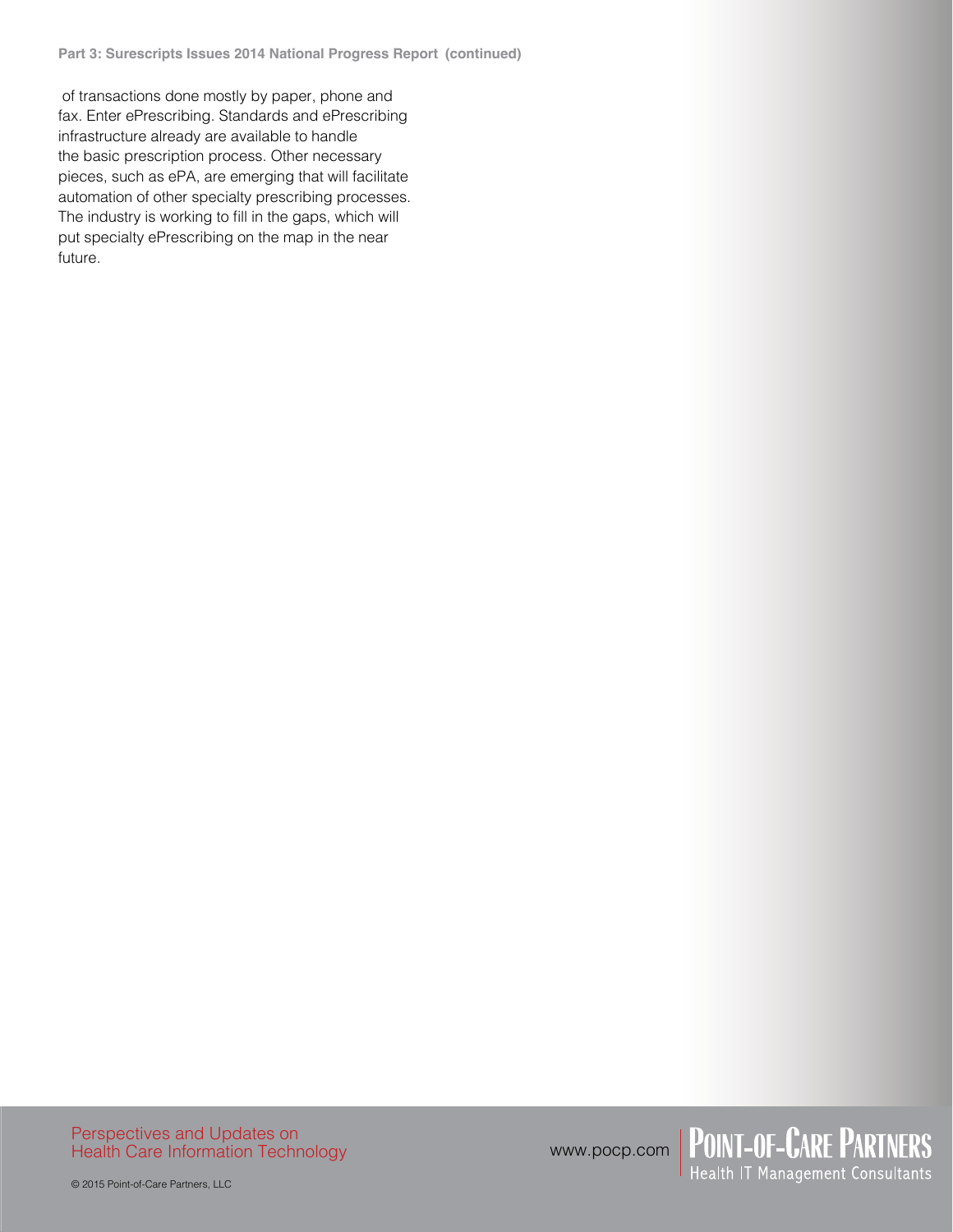of transactions done mostly by paper, phone and fax. Enter ePrescribing. Standards and ePrescribing infrastructure already are available to handle the basic prescription process. Other necessary pieces, such as ePA, are emerging that will facilitate automation of other specialty prescribing processes. The industry is working to fill in the gaps, which will put specialty ePrescribing on the map in the near future.